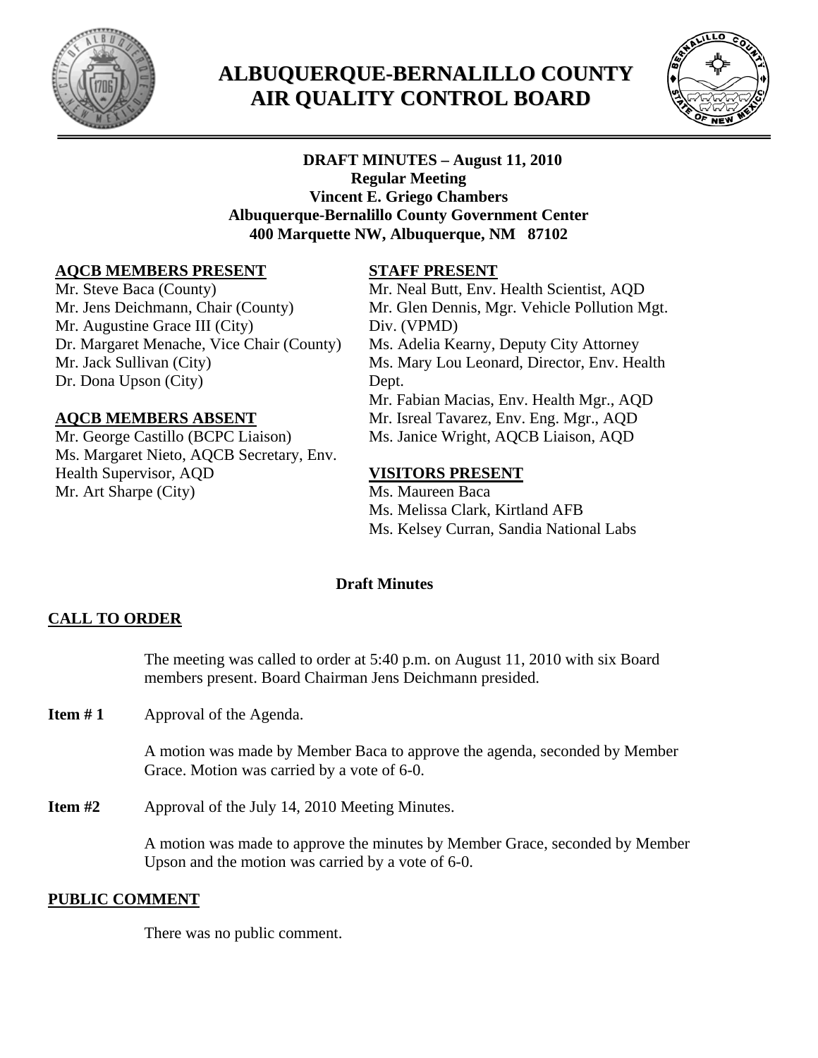# ALBUQUERQUE-BERNALILLO COUNTY AIR QUALITY CONTROL BOARD

**DRAFT MINUTES – August 11, 2010**
**Regular Meeting**
**Vincent E. Griego Chambers**
**Albuquerque-Bernalillo County Government Center**
**400 Marquette NW, Albuquerque, NM 87102**

**AQCB MEMBERS PRESENT**

Mr. Steve Baca (County)
Mr. Jens Deichmann, Chair (County)
Mr. Augustine Grace III (City)
Dr. Margaret Menache, Vice Chair (County)
Mr. Jack Sullivan (City)
Dr. Dona Upson (City)

**AQCB MEMBERS ABSENT**

Mr. George Castillo (BCPC Liaison)
Ms. Margaret Nieto, AQCB Secretary, Env. Health Supervisor, AQD
Mr. Art Sharpe (City)

**STAFF PRESENT**

Mr. Neal Butt, Env. Health Scientist, AQD
Mr. Glen Dennis, Mgr. Vehicle Pollution Mgt. Div. (VPMD)
Ms. Adelia Kearny, Deputy City Attorney
Ms. Mary Lou Leonard, Director, Env. Health Dept.
Mr. Fabian Macias, Env. Health Mgr., AQD
Mr. Isreal Tavarez, Env. Eng. Mgr., AQD
Ms. Janice Wright, AQCB Liaison, AQD

**VISITORS PRESENT**

Ms. Maureen Baca
Ms. Melissa Clark, Kirtland AFB
Ms. Kelsey Curran, Sandia National Labs

**Draft Minutes**

**CALL TO ORDER**

The meeting was called to order at 5:40 p.m. on August 11, 2010 with six Board members present. Board Chairman Jens Deichmann presided.

**Item # 1** Approval of the Agenda.

A motion was made by Member Baca to approve the agenda, seconded by Member Grace. Motion was carried by a vote of 6-0.

**Item #2** Approval of the July 14, 2010 Meeting Minutes.

A motion was made to approve the minutes by Member Grace, seconded by Member Upson and the motion was carried by a vote of 6-0.

**PUBLIC COMMENT**

There was no public comment.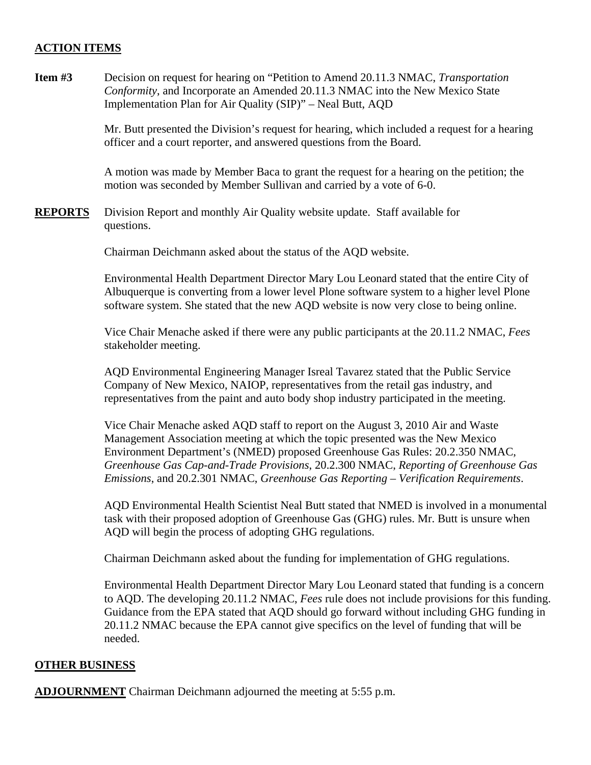**ACTION ITEMS**

**Item #3** Decision on request for hearing on "Petition to Amend 20.11.3 NMAC, *Transportation Conformity*, and Incorporate an Amended 20.11.3 NMAC into the New Mexico State Implementation Plan for Air Quality (SIP)" – Neal Butt, AQD

Mr. Butt presented the Division's request for hearing, which included a request for a hearing officer and a court reporter, and answered questions from the Board.

A motion was made by Member Baca to grant the request for a hearing on the petition; the motion was seconded by Member Sullivan and carried by a vote of 6-0.

**REPORTS** Division Report and monthly Air Quality website update. Staff available for questions.

Chairman Deichmann asked about the status of the AQD website.

Environmental Health Department Director Mary Lou Leonard stated that the entire City of Albuquerque is converting from a lower level Plone software system to a higher level Plone software system. She stated that the new AQD website is now very close to being online.

Vice Chair Menache asked if there were any public participants at the 20.11.2 NMAC, *Fees* stakeholder meeting.

AQD Environmental Engineering Manager Isreal Tavarez stated that the Public Service Company of New Mexico, NAIOP, representatives from the retail gas industry, and representatives from the paint and auto body shop industry participated in the meeting.

Vice Chair Menache asked AQD staff to report on the August 3, 2010 Air and Waste Management Association meeting at which the topic presented was the New Mexico Environment Department's (NMED) proposed Greenhouse Gas Rules: 20.2.350 NMAC, *Greenhouse Gas Cap-and-Trade Provisions*, 20.2.300 NMAC, *Reporting of Greenhouse Gas Emissions*, and 20.2.301 NMAC, *Greenhouse Gas Reporting – Verification Requirements*.

AQD Environmental Health Scientist Neal Butt stated that NMED is involved in a monumental task with their proposed adoption of Greenhouse Gas (GHG) rules. Mr. Butt is unsure when AQD will begin the process of adopting GHG regulations.

Chairman Deichmann asked about the funding for implementation of GHG regulations.

Environmental Health Department Director Mary Lou Leonard stated that funding is a concern to AQD. The developing 20.11.2 NMAC, *Fees* rule does not include provisions for this funding. Guidance from the EPA stated that AQD should go forward without including GHG funding in 20.11.2 NMAC because the EPA cannot give specifics on the level of funding that will be needed.

**OTHER BUSINESS**

**ADJOURNMENT** Chairman Deichmann adjourned the meeting at 5:55 p.m.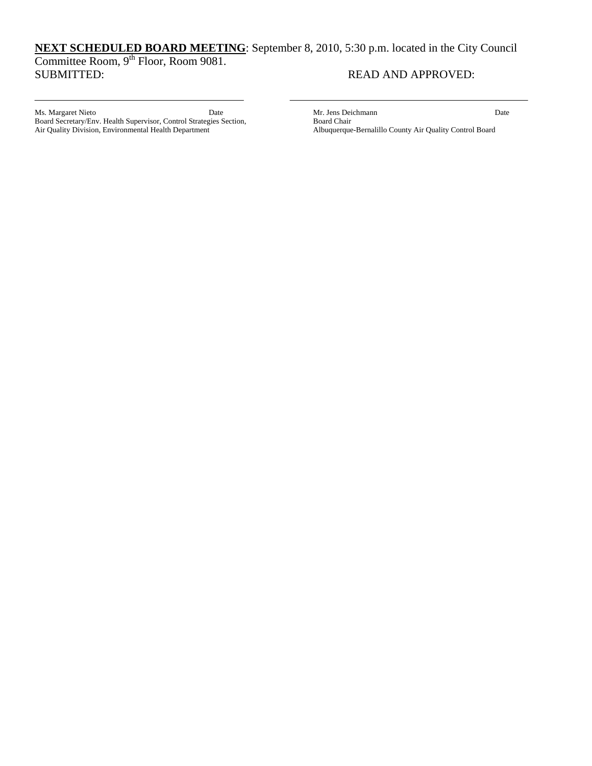**NEXT SCHEDULED BOARD MEETING**: September 8, 2010, 5:30 p.m. located in the City Council Committee Room, 9th Floor, Room 9081.

SUBMITTED: READ AND APPROVED:

\_\_\_\_\_\_\_\_\_\_\_\_\_\_\_\_\_\_\_\_\_\_\_\_\_\_\_\_\_\_\_\_\_\_\_\_\_\_\_\_

Ms. Margaret Nieto Date
Board Secretary/Env. Health Supervisor, Control Strategies Section,
Air Quality Division, Environmental Health Department

\_\_\_\_\_\_\_\_\_\_\_\_\_\_\_\_\_\_\_\_\_\_\_\_\_\_\_\_\_\_\_\_\_\_\_\_\_\_\_\_

Mr. Jens Deichmann Date
Board Chair
Albuquerque-Bernalillo County Air Quality Control Board